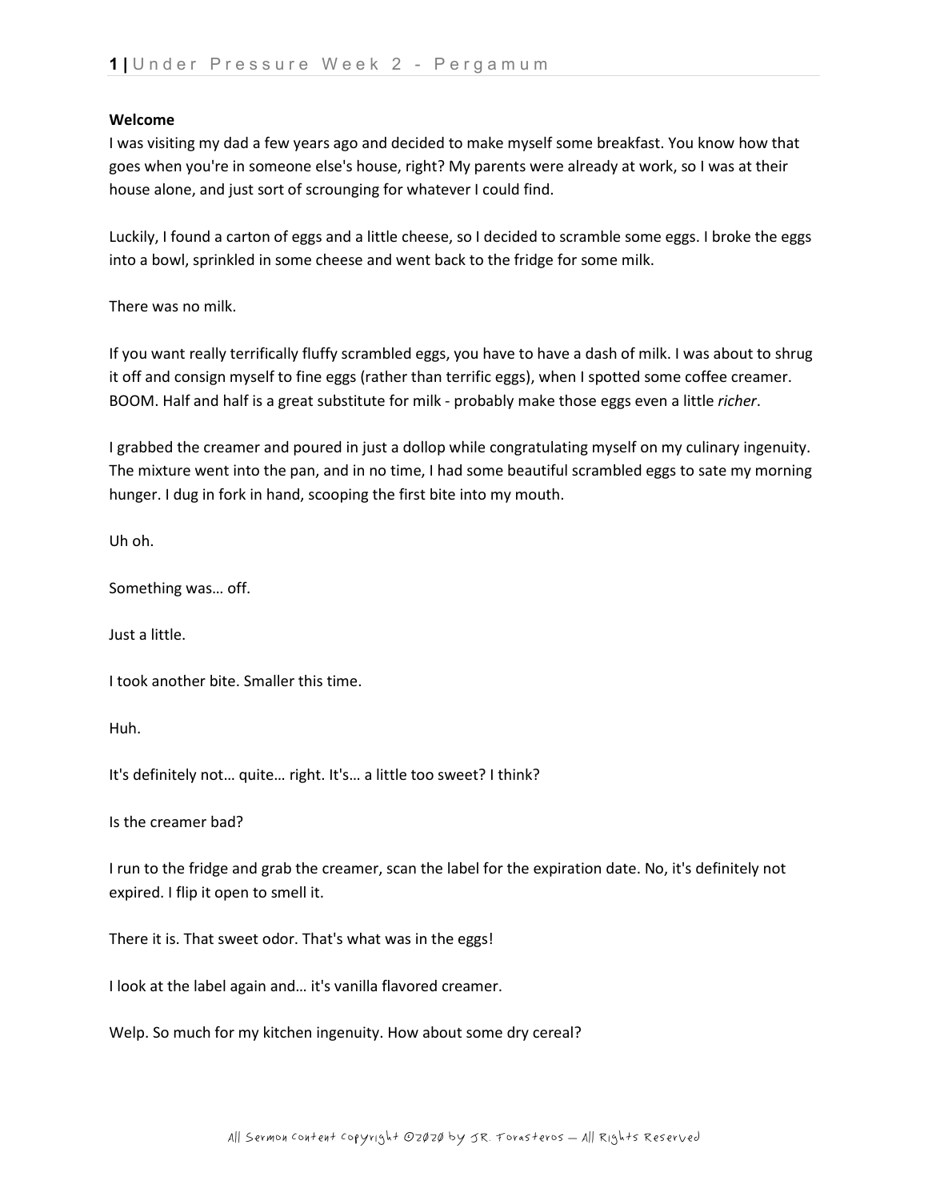**Welcome**

I was visiting my dad a few years ago and decided to make myself some breakfast. You know how that goes when you're in someone else's house, right? My parents were already at work, so I was at their house alone, and just sort of scrounging for whatever I could find.

Luckily, I found a carton of eggs and a little cheese, so I decided to scramble some eggs. I broke the eggs into a bowl, sprinkled in some cheese and went back to the fridge for some milk.

There was no milk.

If you want really terrifically fluffy scrambled eggs, you have to have a dash of milk. I was about to shrug it off and consign myself to fine eggs (rather than terrific eggs), when I spotted some coffee creamer. BOOM. Half and half is a great substitute for milk - probably make those eggs even a little *richer*.

I grabbed the creamer and poured in just a dollop while congratulating myself on my culinary ingenuity. The mixture went into the pan, and in no time, I had some beautiful scrambled eggs to sate my morning hunger. I dug in fork in hand, scooping the first bite into my mouth.

Uh oh.

Something was… off.

Just a little.

I took another bite. Smaller this time.

Huh.

It's definitely not… quite… right. It's… a little too sweet? I think?

Is the creamer bad?

I run to the fridge and grab the creamer, scan the label for the expiration date. No, it's definitely not expired. I flip it open to smell it.

There it is. That sweet odor. That's what was in the eggs!

I look at the label again and… it's vanilla flavored creamer.

Welp. So much for my kitchen ingenuity. How about some dry cereal?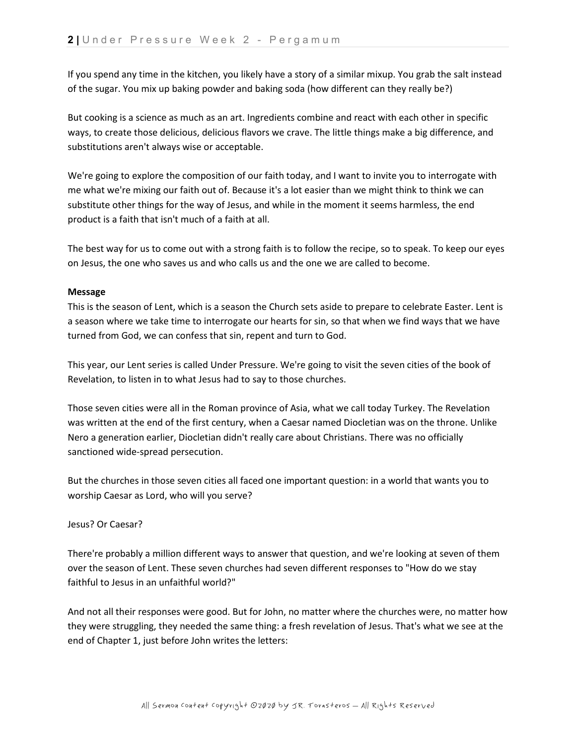If you spend any time in the kitchen, you likely have a story of a similar mixup. You grab the salt instead of the sugar. You mix up baking powder and baking soda (how different can they really be?)

But cooking is a science as much as an art. Ingredients combine and react with each other in specific ways, to create those delicious, delicious flavors we crave. The little things make a big difference, and substitutions aren't always wise or acceptable.

We're going to explore the composition of our faith today, and I want to invite you to interrogate with me what we're mixing our faith out of. Because it's a lot easier than we might think to think we can substitute other things for the way of Jesus, and while in the moment it seems harmless, the end product is a faith that isn't much of a faith at all.

The best way for us to come out with a strong faith is to follow the recipe, so to speak. To keep our eyes on Jesus, the one who saves us and who calls us and the one we are called to become.

**Message**

This is the season of Lent, which is a season the Church sets aside to prepare to celebrate Easter. Lent is a season where we take time to interrogate our hearts for sin, so that when we find ways that we have turned from God, we can confess that sin, repent and turn to God.

This year, our Lent series is called Under Pressure. We're going to visit the seven cities of the book of Revelation, to listen in to what Jesus had to say to those churches.

Those seven cities were all in the Roman province of Asia, what we call today Turkey. The Revelation was written at the end of the first century, when a Caesar named Diocletian was on the throne. Unlike Nero a generation earlier, Diocletian didn't really care about Christians. There was no officially sanctioned wide-spread persecution.

But the churches in those seven cities all faced one important question: in a world that wants you to worship Caesar as Lord, who will you serve?

Jesus? Or Caesar?

There're probably a million different ways to answer that question, and we're looking at seven of them over the season of Lent. These seven churches had seven different responses to "How do we stay faithful to Jesus in an unfaithful world?"

And not all their responses were good. But for John, no matter where the churches were, no matter how they were struggling, they needed the same thing: a fresh revelation of Jesus. That's what we see at the end of Chapter 1, just before John writes the letters: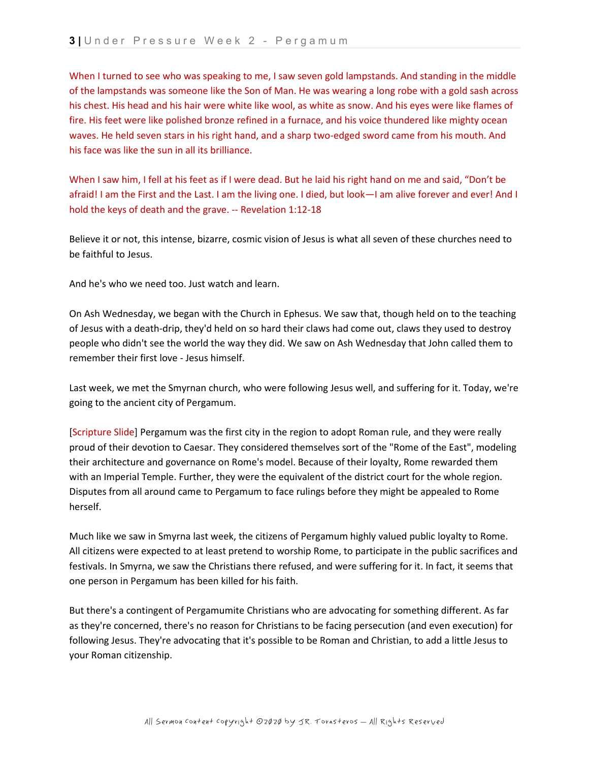When I turned to see who was speaking to me, I saw seven gold lampstands. And standing in the middle of the lampstands was someone like the Son of Man. He was wearing a long robe with a gold sash across his chest. His head and his hair were white like wool, as white as snow. And his eyes were like flames of fire. His feet were like polished bronze refined in a furnace, and his voice thundered like mighty ocean waves. He held seven stars in his right hand, and a sharp two-edged sword came from his mouth. And his face was like the sun in all its brilliance.

When I saw him, I fell at his feet as if I were dead. But he laid his right hand on me and said, "Don't be afraid! I am the First and the Last. I am the living one. I died, but look—I am alive forever and ever! And I hold the keys of death and the grave. -- Revelation 1:12-18

Believe it or not, this intense, bizarre, cosmic vision of Jesus is what all seven of these churches need to be faithful to Jesus.

And he's who we need too. Just watch and learn.

On Ash Wednesday, we began with the Church in Ephesus. We saw that, though held on to the teaching of Jesus with a death-drip, they'd held on so hard their claws had come out, claws they used to destroy people who didn't see the world the way they did. We saw on Ash Wednesday that John called them to remember their first love - Jesus himself.

Last week, we met the Smyrnan church, who were following Jesus well, and suffering for it. Today, we're going to the ancient city of Pergamum.

[Scripture Slide] Pergamum was the first city in the region to adopt Roman rule, and they were really proud of their devotion to Caesar. They considered themselves sort of the "Rome of the East", modeling their architecture and governance on Rome's model. Because of their loyalty, Rome rewarded them with an Imperial Temple. Further, they were the equivalent of the district court for the whole region. Disputes from all around came to Pergamum to face rulings before they might be appealed to Rome herself.

Much like we saw in Smyrna last week, the citizens of Pergamum highly valued public loyalty to Rome. All citizens were expected to at least pretend to worship Rome, to participate in the public sacrifices and festivals. In Smyrna, we saw the Christians there refused, and were suffering for it. In fact, it seems that one person in Pergamum has been killed for his faith.

But there's a contingent of Pergamumite Christians who are advocating for something different. As far as they're concerned, there's no reason for Christians to be facing persecution (and even execution) for following Jesus. They're advocating that it's possible to be Roman and Christian, to add a little Jesus to your Roman citizenship.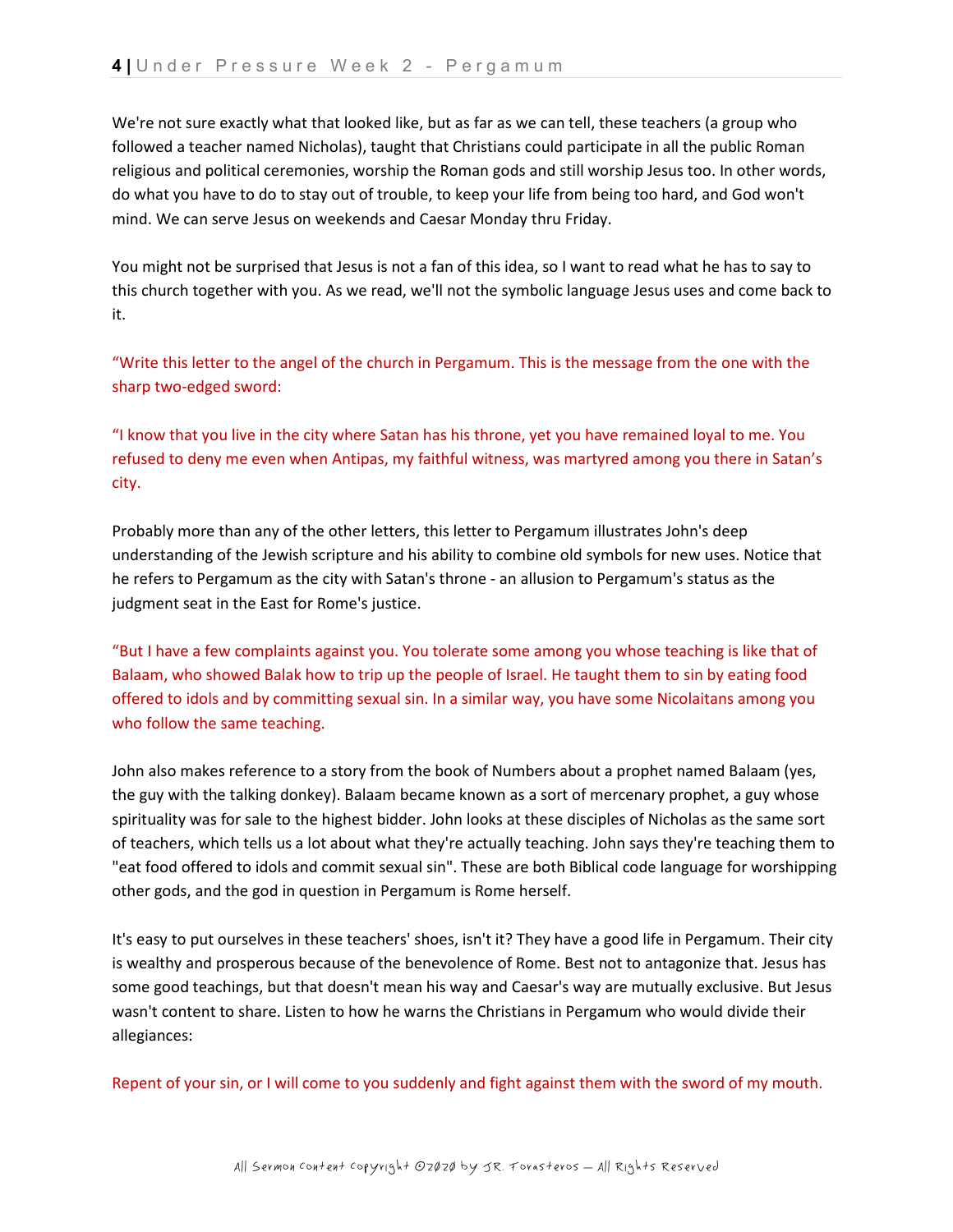We're not sure exactly what that looked like, but as far as we can tell, these teachers (a group who followed a teacher named Nicholas), taught that Christians could participate in all the public Roman religious and political ceremonies, worship the Roman gods and still worship Jesus too. In other words, do what you have to do to stay out of trouble, to keep your life from being too hard, and God won't mind. We can serve Jesus on weekends and Caesar Monday thru Friday.

You might not be surprised that Jesus is not a fan of this idea, so I want to read what he has to say to this church together with you. As we read, we'll not the symbolic language Jesus uses and come back to it.

"Write this letter to the angel of the church in Pergamum. This is the message from the one with the sharp two-edged sword:

"I know that you live in the city where Satan has his throne, yet you have remained loyal to me. You refused to deny me even when Antipas, my faithful witness, was martyred among you there in Satan's city.

Probably more than any of the other letters, this letter to Pergamum illustrates John's deep understanding of the Jewish scripture and his ability to combine old symbols for new uses. Notice that he refers to Pergamum as the city with Satan's throne - an allusion to Pergamum's status as the judgment seat in the East for Rome's justice.

"But I have a few complaints against you. You tolerate some among you whose teaching is like that of Balaam, who showed Balak how to trip up the people of Israel. He taught them to sin by eating food offered to idols and by committing sexual sin. In a similar way, you have some Nicolaitans among you who follow the same teaching.

John also makes reference to a story from the book of Numbers about a prophet named Balaam (yes, the guy with the talking donkey). Balaam became known as a sort of mercenary prophet, a guy whose spirituality was for sale to the highest bidder. John looks at these disciples of Nicholas as the same sort of teachers, which tells us a lot about what they're actually teaching. John says they're teaching them to "eat food offered to idols and commit sexual sin". These are both Biblical code language for worshipping other gods, and the god in question in Pergamum is Rome herself.

It's easy to put ourselves in these teachers' shoes, isn't it? They have a good life in Pergamum. Their city is wealthy and prosperous because of the benevolence of Rome. Best not to antagonize that. Jesus has some good teachings, but that doesn't mean his way and Caesar's way are mutually exclusive. But Jesus wasn't content to share. Listen to how he warns the Christians in Pergamum who would divide their allegiances:

Repent of your sin, or I will come to you suddenly and fight against them with the sword of my mouth.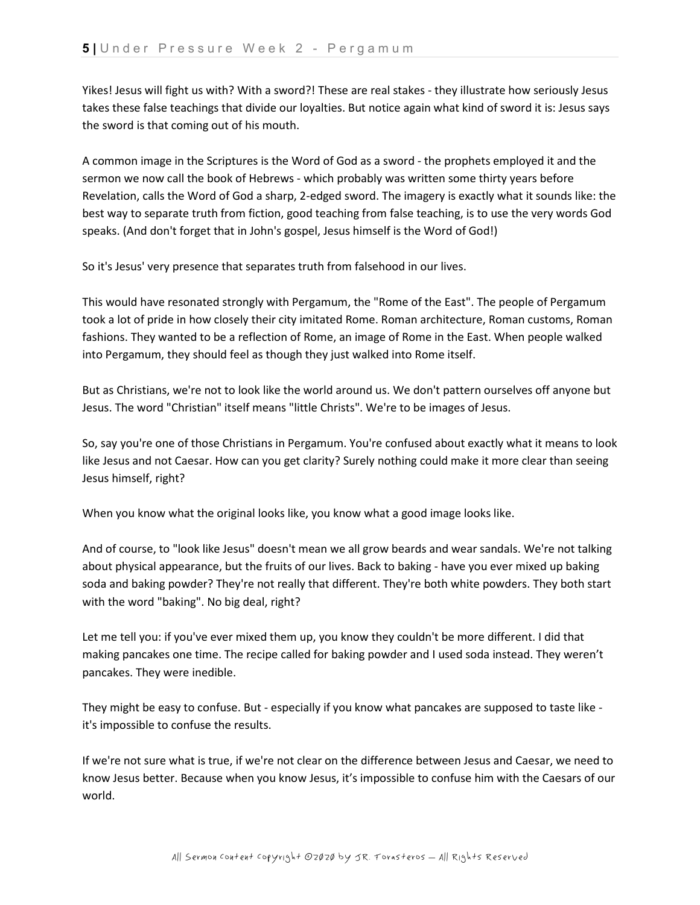Yikes! Jesus will fight us with? With a sword?! These are real stakes - they illustrate how seriously Jesus takes these false teachings that divide our loyalties. But notice again what kind of sword it is: Jesus says the sword is that coming out of his mouth.

A common image in the Scriptures is the Word of God as a sword - the prophets employed it and the sermon we now call the book of Hebrews - which probably was written some thirty years before Revelation, calls the Word of God a sharp, 2-edged sword. The imagery is exactly what it sounds like: the best way to separate truth from fiction, good teaching from false teaching, is to use the very words God speaks. (And don't forget that in John's gospel, Jesus himself is the Word of God!)

So it's Jesus' very presence that separates truth from falsehood in our lives.

This would have resonated strongly with Pergamum, the "Rome of the East". The people of Pergamum took a lot of pride in how closely their city imitated Rome. Roman architecture, Roman customs, Roman fashions. They wanted to be a reflection of Rome, an image of Rome in the East. When people walked into Pergamum, they should feel as though they just walked into Rome itself.

But as Christians, we're not to look like the world around us. We don't pattern ourselves off anyone but Jesus. The word "Christian" itself means "little Christs". We're to be images of Jesus.

So, say you're one of those Christians in Pergamum. You're confused about exactly what it means to look like Jesus and not Caesar. How can you get clarity? Surely nothing could make it more clear than seeing Jesus himself, right?

When you know what the original looks like, you know what a good image looks like.

And of course, to "look like Jesus" doesn't mean we all grow beards and wear sandals. We're not talking about physical appearance, but the fruits of our lives. Back to baking - have you ever mixed up baking soda and baking powder? They're not really that different. They're both white powders. They both start with the word "baking". No big deal, right?

Let me tell you: if you've ever mixed them up, you know they couldn't be more different. I did that making pancakes one time. The recipe called for baking powder and I used soda instead. They weren't pancakes. They were inedible.

They might be easy to confuse. But - especially if you know what pancakes are supposed to taste like - it's impossible to confuse the results.

If we're not sure what is true, if we're not clear on the difference between Jesus and Caesar, we need to know Jesus better. Because when you know Jesus, it's impossible to confuse him with the Caesars of our world.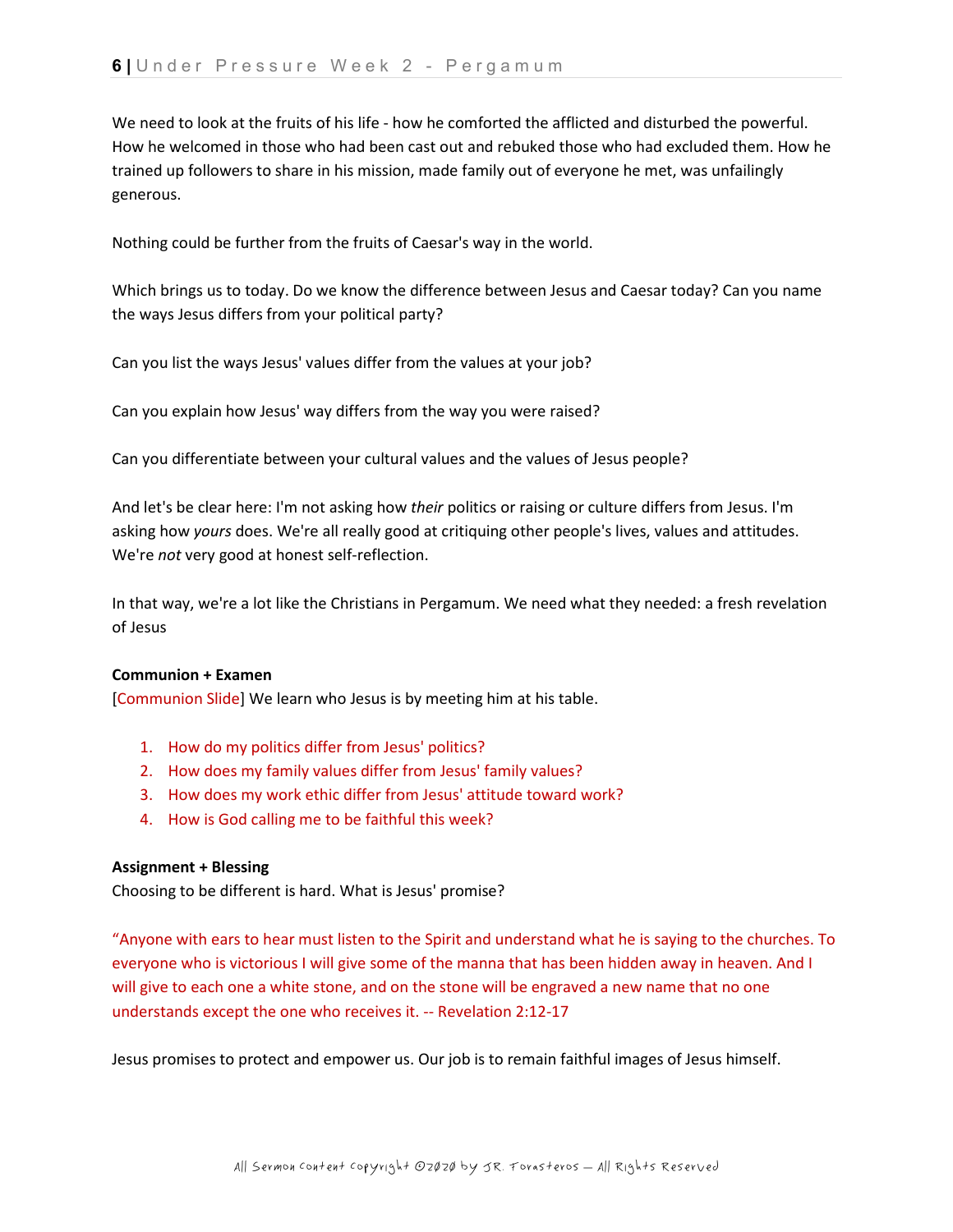We need to look at the fruits of his life - how he comforted the afflicted and disturbed the powerful. How he welcomed in those who had been cast out and rebuked those who had excluded them. How he trained up followers to share in his mission, made family out of everyone he met, was unfailingly generous.

Nothing could be further from the fruits of Caesar's way in the world.

Which brings us to today. Do we know the difference between Jesus and Caesar today? Can you name the ways Jesus differs from your political party?

Can you list the ways Jesus' values differ from the values at your job?

Can you explain how Jesus' way differs from the way you were raised?

Can you differentiate between your cultural values and the values of Jesus people?

And let's be clear here: I'm not asking how *their* politics or raising or culture differs from Jesus. I'm asking how *yours* does. We're all really good at critiquing other people's lives, values and attitudes. We're *not* very good at honest self-reflection.

In that way, we're a lot like the Christians in Pergamum. We need what they needed: a fresh revelation of Jesus

**Communion + Examen**

[Communion Slide] We learn who Jesus is by meeting him at his table.

1. How do my politics differ from Jesus' politics?
2. How does my family values differ from Jesus' family values?
3. How does my work ethic differ from Jesus' attitude toward work?
4. How is God calling me to be faithful this week?

**Assignment + Blessing**

Choosing to be different is hard. What is Jesus' promise?

"Anyone with ears to hear must listen to the Spirit and understand what he is saying to the churches. To everyone who is victorious I will give some of the manna that has been hidden away in heaven. And I will give to each one a white stone, and on the stone will be engraved a new name that no one understands except the one who receives it. -- Revelation 2:12-17

Jesus promises to protect and empower us. Our job is to remain faithful images of Jesus himself.